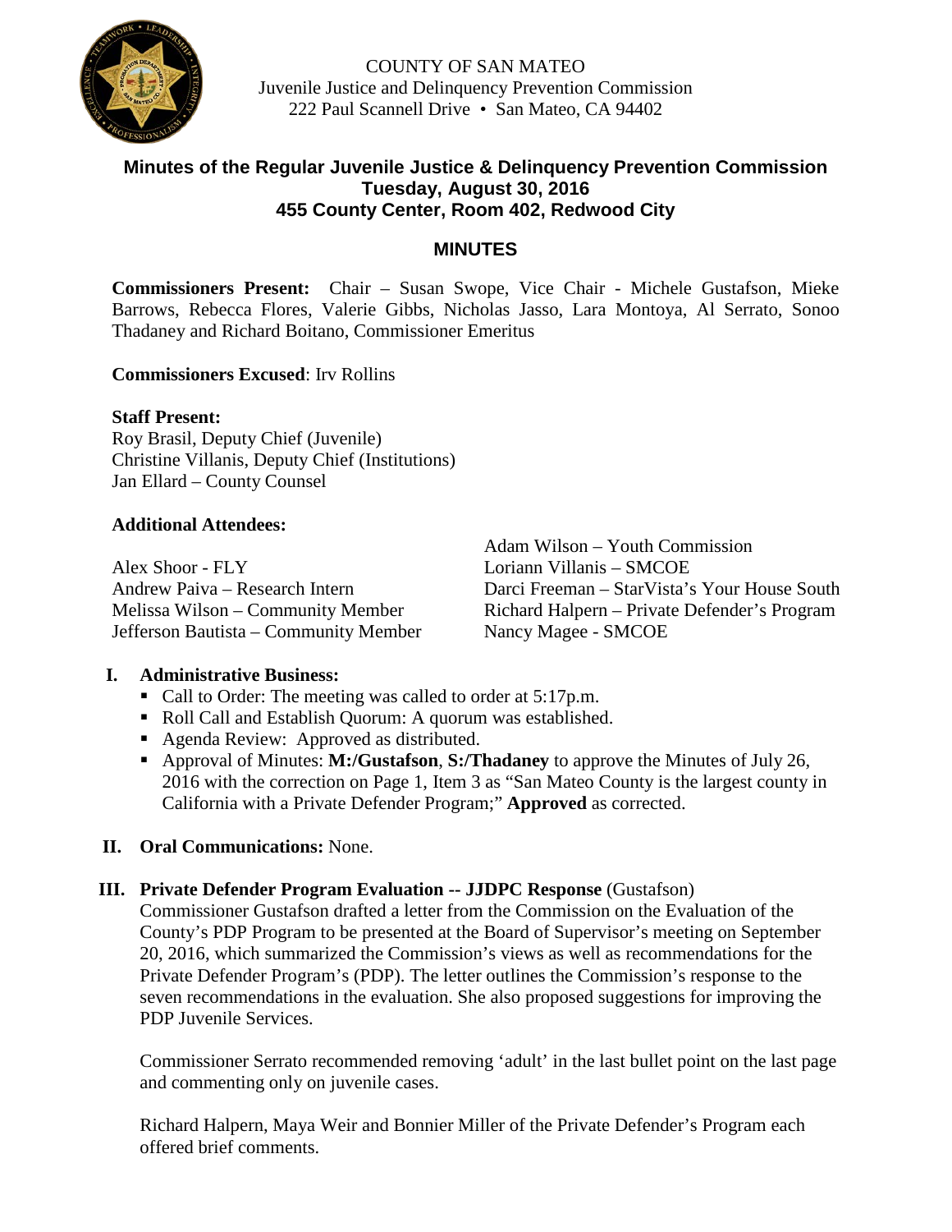COUNTY OF SAN MATEO
Juvenile Justice and Delinquency Prevention Commission
222 Paul Scannell Drive • San Mateo, CA 94402

## Minutes of the Regular Juvenile Justice & Delinquency Prevention Commission
## Tuesday, August 30, 2016
## 455 County Center, Room 402, Redwood City

## MINUTES

**Commissioners Present:** Chair – Susan Swope, Vice Chair - Michele Gustafson, Mieke Barrows, Rebecca Flores, Valerie Gibbs, Nicholas Jasso, Lara Montoya, Al Serrato, Sonoo Thadaney and Richard Boitano, Commissioner Emeritus

**Commissioners Excused**: Irv Rollins

**Staff Present:**
Roy Brasil, Deputy Chief (Juvenile)
Christine Villanis, Deputy Chief (Institutions)
Jan Ellard – County Counsel

**Additional Attendees:**

Alex Shoor - FLY
Andrew Paiva – Research Intern
Melissa Wilson – Community Member
Jefferson Bautista – Community Member
Adam Wilson – Youth Commission
Loriann Villanis – SMCOE
Darci Freeman – StarVista's Your House South
Richard Halpern – Private Defender's Program
Nancy Magee - SMCOE

**I. Administrative Business:**

- Call to Order: The meeting was called to order at 5:17p.m.
- Roll Call and Establish Quorum: A quorum was established.
- Agenda Review: Approved as distributed.
- Approval of Minutes: **M:/Gustafson**, **S:/Thadaney** to approve the Minutes of July 26, 2016 with the correction on Page 1, Item 3 as "San Mateo County is the largest county in California with a Private Defender Program;" **Approved** as corrected.

**II. Oral Communications:** None.

**III. Private Defender Program Evaluation -- JJDPC Response** (Gustafson)

Commissioner Gustafson drafted a letter from the Commission on the Evaluation of the County's PDP Program to be presented at the Board of Supervisor's meeting on September 20, 2016, which summarized the Commission's views as well as recommendations for the Private Defender Program's (PDP). The letter outlines the Commission's response to the seven recommendations in the evaluation. She also proposed suggestions for improving the PDP Juvenile Services.

Commissioner Serrato recommended removing 'adult' in the last bullet point on the last page and commenting only on juvenile cases.

Richard Halpern, Maya Weir and Bonnier Miller of the Private Defender's Program each offered brief comments.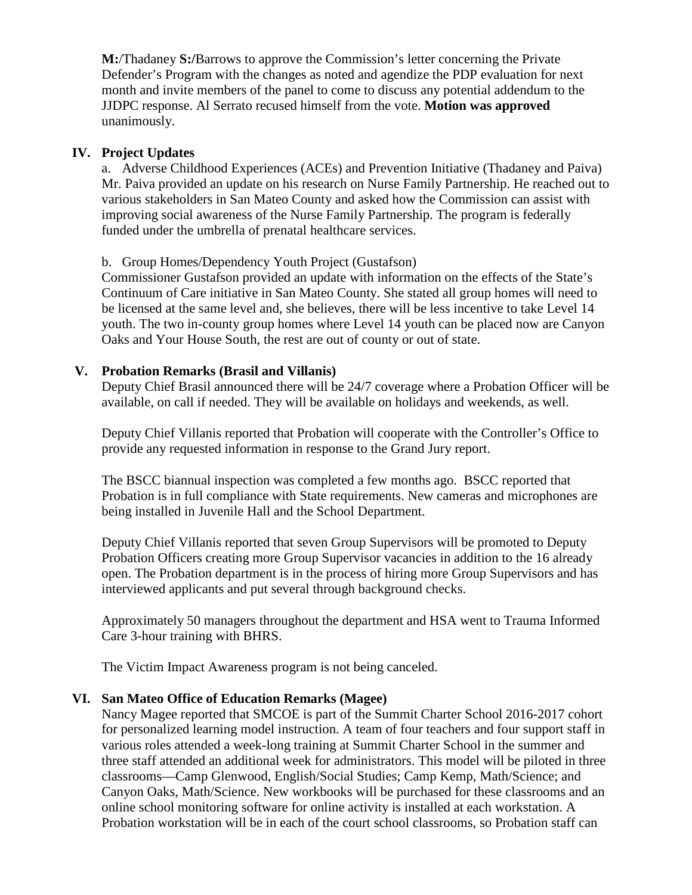**M:**/Thadaney **S:/**Barrows to approve the Commission's letter concerning the Private Defender's Program with the changes as noted and agendize the PDP evaluation for next month and invite members of the panel to come to discuss any potential addendum to the JJDPC response. Al Serrato recused himself from the vote. **Motion was approved** unanimously.

## IV. Project Updates

a. Adverse Childhood Experiences (ACEs) and Prevention Initiative (Thadaney and Paiva)
Mr. Paiva provided an update on his research on Nurse Family Partnership. He reached out to various stakeholders in San Mateo County and asked how the Commission can assist with improving social awareness of the Nurse Family Partnership. The program is federally funded under the umbrella of prenatal healthcare services.

b. Group Homes/Dependency Youth Project (Gustafson)
Commissioner Gustafson provided an update with information on the effects of the State's Continuum of Care initiative in San Mateo County. She stated all group homes will need to be licensed at the same level and, she believes, there will be less incentive to take Level 14 youth. The two in-county group homes where Level 14 youth can be placed now are Canyon Oaks and Your House South, the rest are out of county or out of state.

## V. Probation Remarks (Brasil and Villanis)

Deputy Chief Brasil announced there will be 24/7 coverage where a Probation Officer will be available, on call if needed. They will be available on holidays and weekends, as well.

Deputy Chief Villanis reported that Probation will cooperate with the Controller's Office to provide any requested information in response to the Grand Jury report.

The BSCC biannual inspection was completed a few months ago. BSCC reported that Probation is in full compliance with State requirements. New cameras and microphones are being installed in Juvenile Hall and the School Department.

Deputy Chief Villanis reported that seven Group Supervisors will be promoted to Deputy Probation Officers creating more Group Supervisor vacancies in addition to the 16 already open. The Probation department is in the process of hiring more Group Supervisors and has interviewed applicants and put several through background checks.

Approximately 50 managers throughout the department and HSA went to Trauma Informed Care 3-hour training with BHRS.

The Victim Impact Awareness program is not being canceled.

## VI. San Mateo Office of Education Remarks (Magee)

Nancy Magee reported that SMCOE is part of the Summit Charter School 2016-2017 cohort for personalized learning model instruction. A team of four teachers and four support staff in various roles attended a week-long training at Summit Charter School in the summer and three staff attended an additional week for administrators. This model will be piloted in three classrooms—Camp Glenwood, English/Social Studies; Camp Kemp, Math/Science; and Canyon Oaks, Math/Science. New workbooks will be purchased for these classrooms and an online school monitoring software for online activity is installed at each workstation. A Probation workstation will be in each of the court school classrooms, so Probation staff can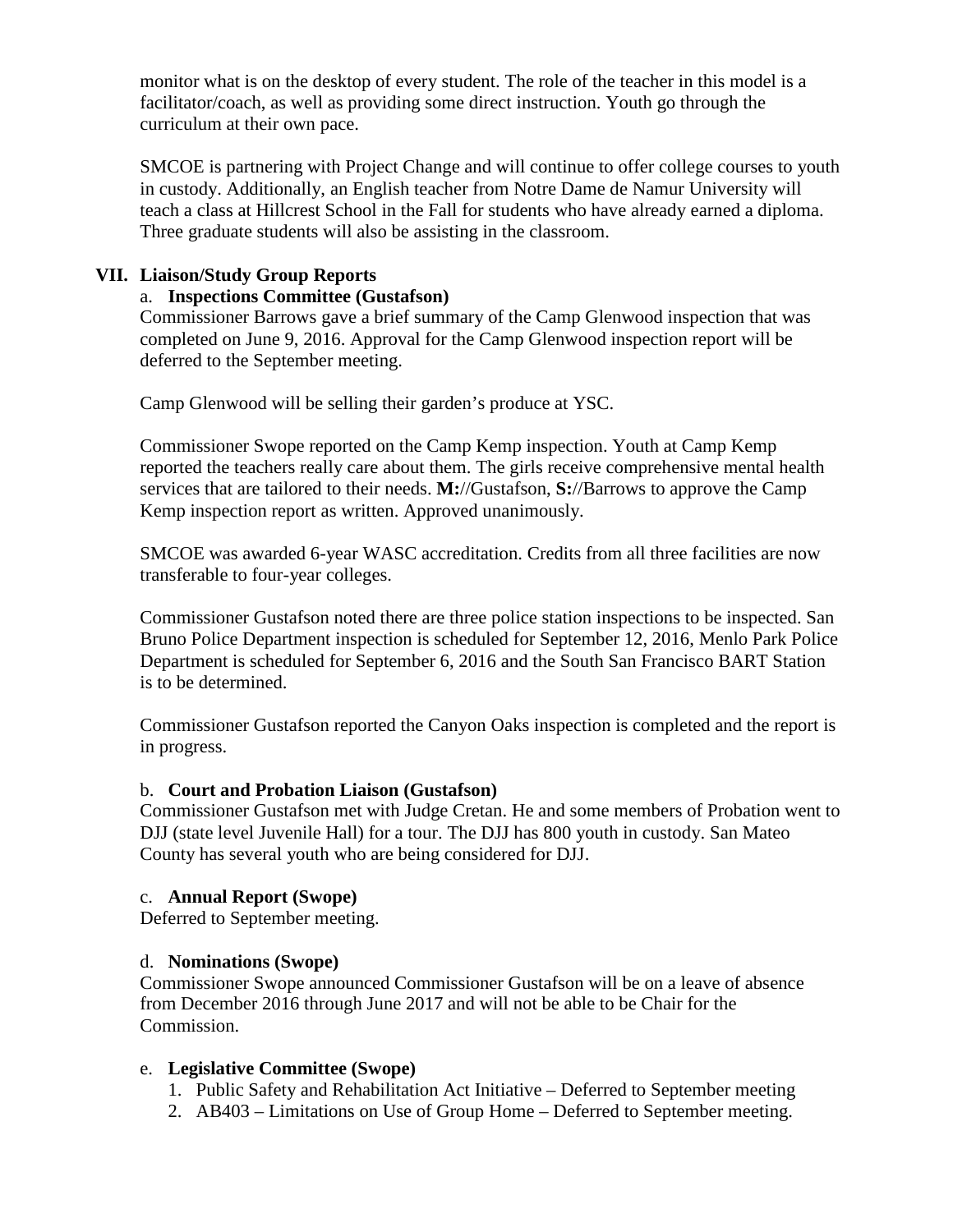monitor what is on the desktop of every student. The role of the teacher in this model is a facilitator/coach, as well as providing some direct instruction. Youth go through the curriculum at their own pace.

SMCOE is partnering with Project Change and will continue to offer college courses to youth in custody. Additionally, an English teacher from Notre Dame de Namur University will teach a class at Hillcrest School in the Fall for students who have already earned a diploma. Three graduate students will also be assisting in the classroom.

## VII. Liaison/Study Group Reports

a. **Inspections Committee (Gustafson)**

Commissioner Barrows gave a brief summary of the Camp Glenwood inspection that was completed on June 9, 2016. Approval for the Camp Glenwood inspection report will be deferred to the September meeting.

Camp Glenwood will be selling their garden's produce at YSC.

Commissioner Swope reported on the Camp Kemp inspection. Youth at Camp Kemp reported the teachers really care about them. The girls receive comprehensive mental health services that are tailored to their needs. **M:**//Gustafson, **S:**//Barrows to approve the Camp Kemp inspection report as written. Approved unanimously.

SMCOE was awarded 6-year WASC accreditation. Credits from all three facilities are now transferable to four-year colleges.

Commissioner Gustafson noted there are three police station inspections to be inspected. San Bruno Police Department inspection is scheduled for September 12, 2016, Menlo Park Police Department is scheduled for September 6, 2016 and the South San Francisco BART Station is to be determined.

Commissioner Gustafson reported the Canyon Oaks inspection is completed and the report is in progress.

b. **Court and Probation Liaison (Gustafson)**

Commissioner Gustafson met with Judge Cretan. He and some members of Probation went to DJJ (state level Juvenile Hall) for a tour. The DJJ has 800 youth in custody. San Mateo County has several youth who are being considered for DJJ.

c. **Annual Report (Swope)**

Deferred to September meeting.

d. **Nominations (Swope)**

Commissioner Swope announced Commissioner Gustafson will be on a leave of absence from December 2016 through June 2017 and will not be able to be Chair for the Commission.

e. **Legislative Committee (Swope)**

1. Public Safety and Rehabilitation Act Initiative – Deferred to September meeting
2. AB403 – Limitations on Use of Group Home – Deferred to September meeting.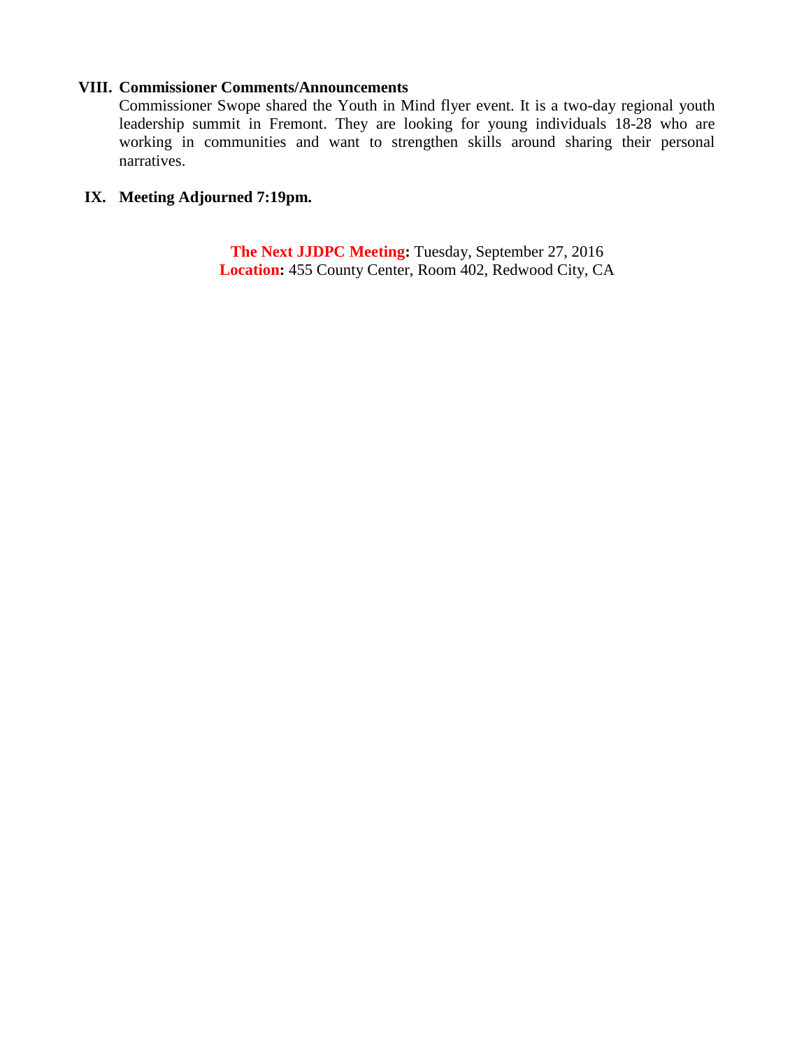**VIII. Commissioner Comments/Announcements**

Commissioner Swope shared the Youth in Mind flyer event. It is a two-day regional youth leadership summit in Fremont. They are looking for young individuals 18-28 who are working in communities and want to strengthen skills around sharing their personal narratives.

**IX. Meeting Adjourned 7:19pm.**

**The Next JJDPC Meeting:** Tuesday, September 27, 2016
**Location:** 455 County Center, Room 402, Redwood City, CA